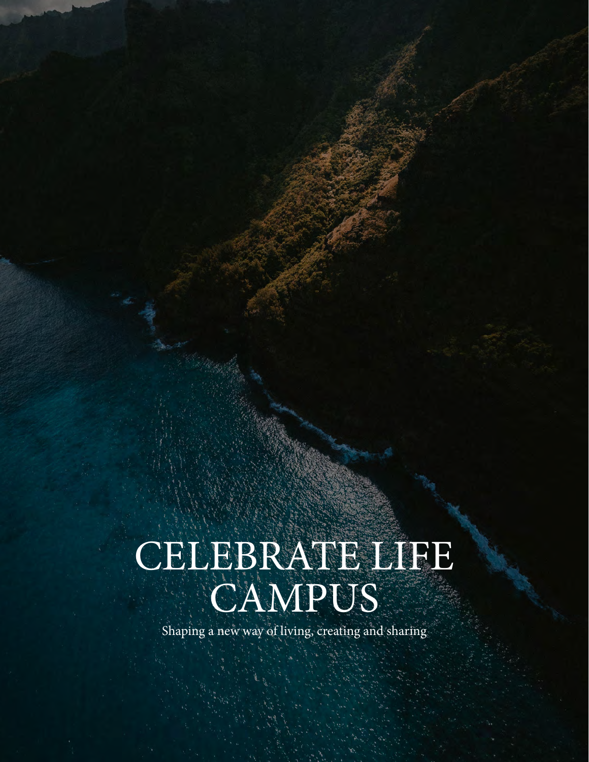# CELEBRATE LIFE CAMPUS

Shaping a new way of living, creating and sharing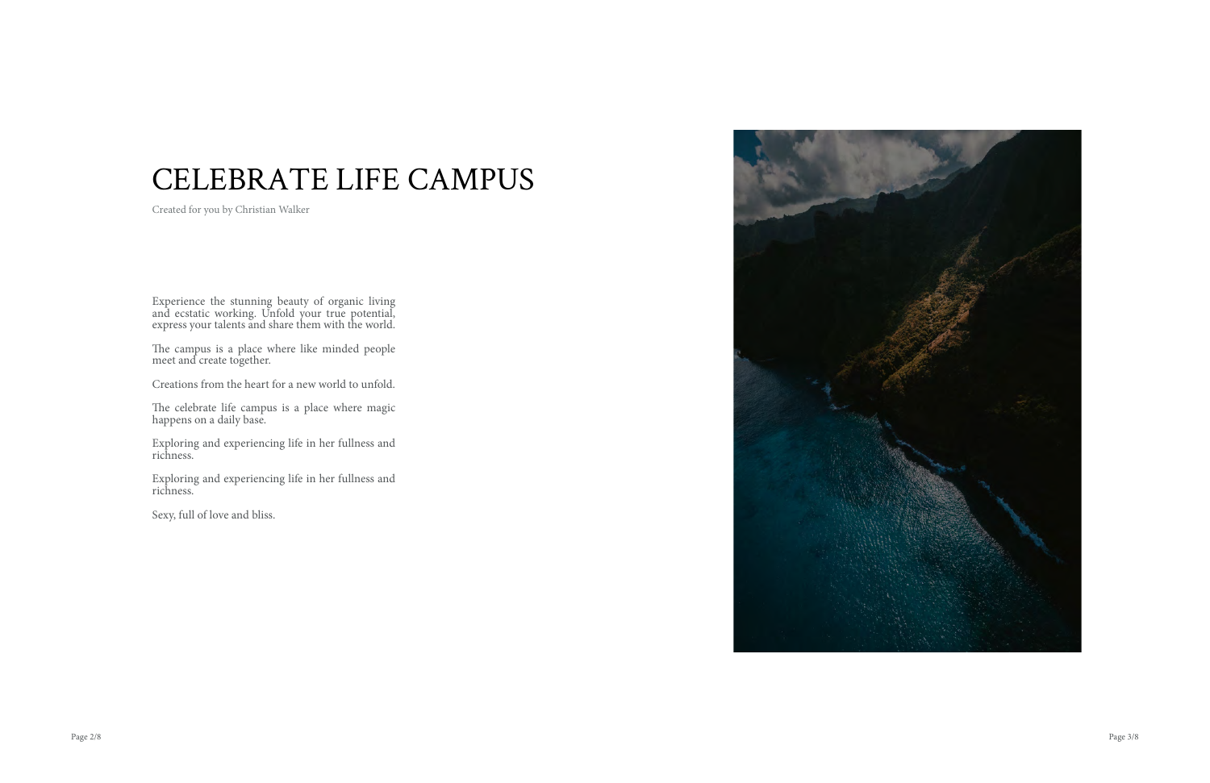# CELEBRATE LIFE CAMPUS

Created for you by Christian Walker

Experience the stunning beauty of organic living and ecstatic working. Unfold your true potential, express your talents and share them with the world.

The campus is a place where like minded people meet and create together.

Creations from the heart for a new world to unfold.

The celebrate life campus is a place where magic happens on a daily base.

Exploring and experiencing life in her fullness and richness.

Exploring and experiencing life in her fullness and richness.

Sexy, full of love and bliss.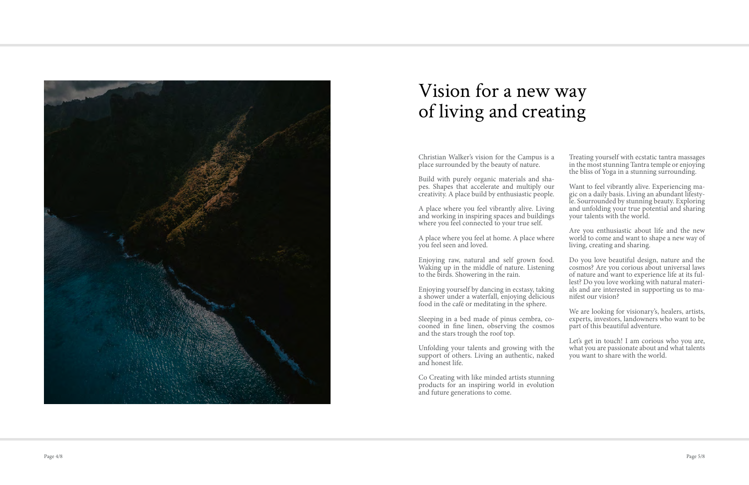# Vision for a new way of living and creating

Christian Walker's vision for the Campus is a place surrounded by the beauty of nature.

Build with purely organic materials and shapes. Shapes that accelerate and multiply our creativity. A place build by enthusiastic people.

A place where you feel vibrantly alive. Living and working in inspiring spaces and buildings where you feel connected to your true self.

A place where you feel at home. A place where you feel seen and loved.

Enjoying raw, natural and self grown food. Waking up in the middle of nature. Listening to the birds. Showering in the rain.

Enjoying yourself by dancing in ecstasy, taking a shower under a waterfall, enjoying delicious food in the café or meditating in the sphere.

Sleeping in a bed made of pinus cembra, cocooned in fine linen, observing the cosmos and the stars trough the roof top.

Unfolding your talents and growing with the support of others. Living an authentic, naked and honest life.

Co Creating with like minded artists stunning products for an inspiring world in evolution and future generations to come.

Treating yourself with ecstatic tantra massages in the most stunning Tantra temple or enjoying the bliss of Yoga in a stunning surrounding.

Want to feel vibrantly alive. Experiencing magic on a daily basis. Living an abundant lifestyle. Sourrounded by stunning beauty. Exploring and unfolding your true potential and sharing your talents with the world.

Are you enthusiastic about life and the new world to come and want to shape a new way of living, creating and sharing.

Do you love beautiful design, nature and the cosmos? Are you corious about universal laws of nature and want to experience life at its fullest? Do you love working with natural materials and are interested in supporting us to manifest our vision?

We are looking for visionary's, healers, artists, experts, investors, landowners who want to be part of this beautiful adventure.

Let's get in touch! I am corious who you are, what you are passionate about and what talents you want to share with the world.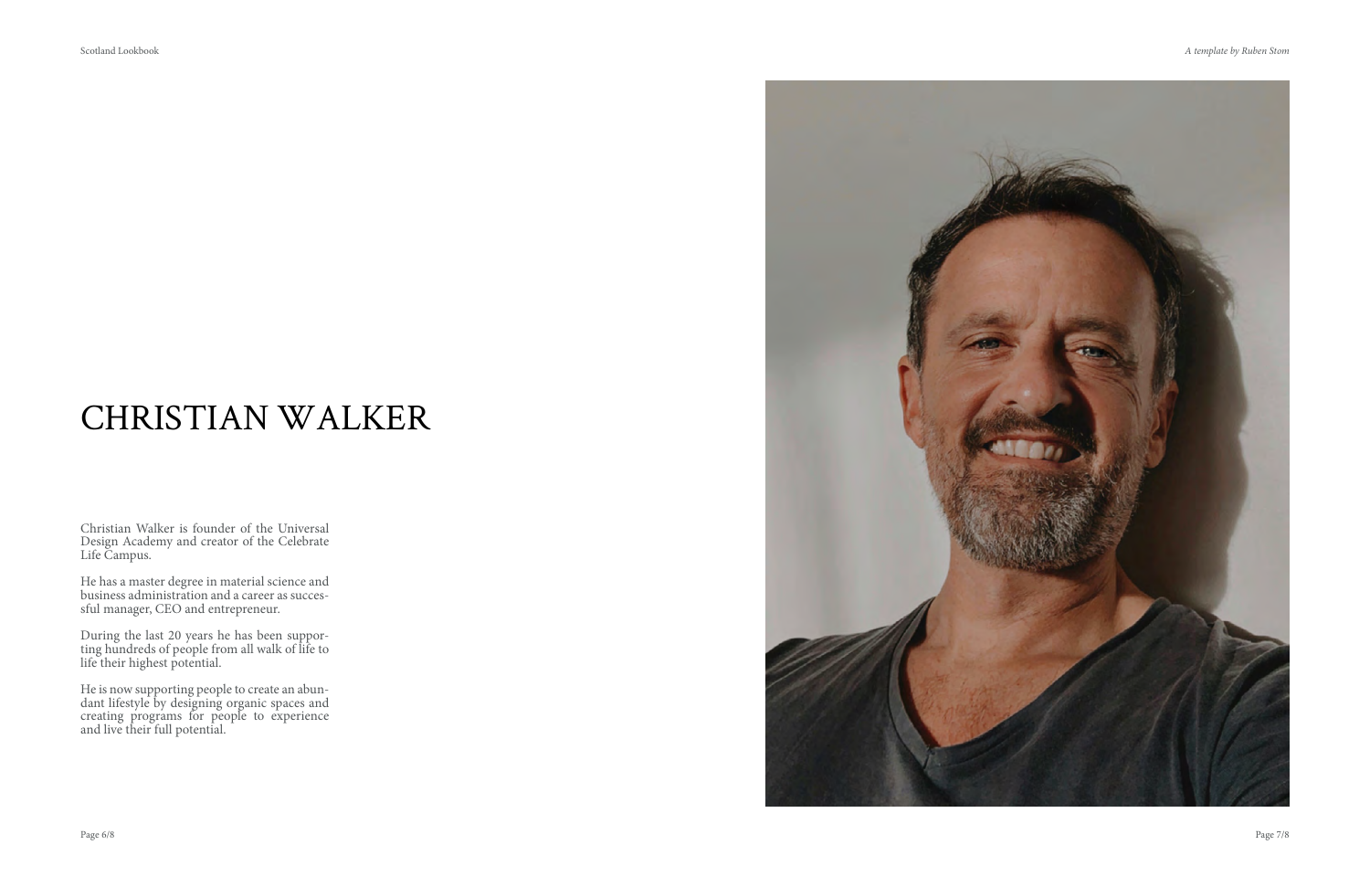# CHRISTIAN WALKER

Christian Walker is founder of the Universal Design Academy and creator of the Celebrate Life Campus.

He has a master degree in material science and business administration and a career as successful manager, CEO and entrepreneur.

During the last 20 years he has been supporting hundreds of people from all walk of life to life their highest potential.

He is now supporting people to create an abundant lifestyle by designing organic spaces and creating programs for people to experience and live their full potential.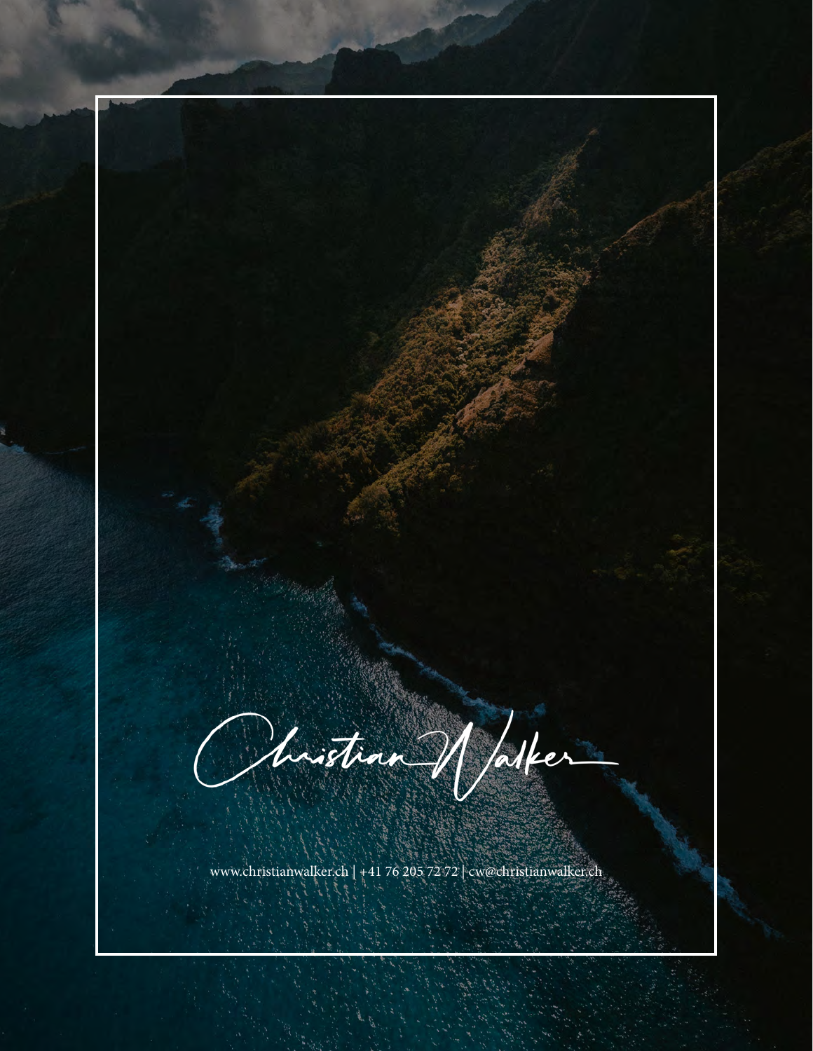Christian Walker

www.christianwalker.ch | +41 76 205 72 72 | cw@christianwalker.ch